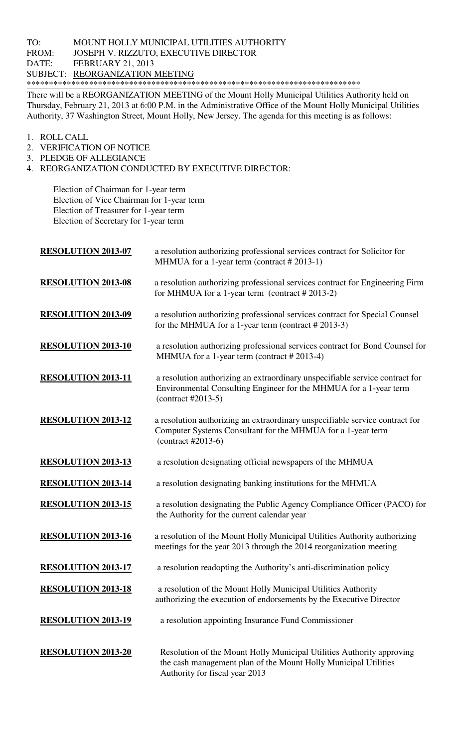TO: MOUNT HOLLY MUNICIPAL UTILITIES AUTHORITY
FROM: JOSEPH V. RIZZUTO, EXECUTIVE DIRECTOR
DATE: FEBRUARY 21, 2013
SUBJECT: REORGANIZATION MEETING

******************************************************************************

There will be a REORGANIZATION MEETING of the Mount Holly Municipal Utilities Authority held on Thursday, February 21, 2013 at 6:00 P.M. in the Administrative Office of the Mount Holly Municipal Utilities Authority, 37 Washington Street, Mount Holly, New Jersey. The agenda for this meeting is as follows:

1. ROLL CALL
2. VERIFICATION OF NOTICE
3. PLEDGE OF ALLEGIANCE
4. REORGANIZATION CONDUCTED BY EXECUTIVE DIRECTOR:

   Election of Chairman for 1-year term
   Election of Vice Chairman for 1-year term
   Election of Treasurer for 1-year term
   Election of Secretary for 1-year term

| | |
|---|---|
| **RESOLUTION 2013-07** | a resolution authorizing professional services contract for Solicitor for MHMUA for a 1-year term (contract # 2013-1) |
| **RESOLUTION 2013-08** | a resolution authorizing professional services contract for Engineering Firm for MHMUA for a 1-year term (contract # 2013-2) |
| **RESOLUTION 2013-09** | a resolution authorizing professional services contract for Special Counsel for the MHMUA for a 1-year term (contract # 2013-3) |
| **RESOLUTION 2013-10** | a resolution authorizing professional services contract for Bond Counsel for MHMUA for a 1-year term (contract # 2013-4) |
| **RESOLUTION 2013-11** | a resolution authorizing an extraordinary unspecifiable service contract for Environmental Consulting Engineer for the MHMUA for a 1-year term (contract #2013-5) |
| **RESOLUTION 2013-12** | a resolution authorizing an extraordinary unspecifiable service contract for Computer Systems Consultant for the MHMUA for a 1-year term (contract #2013-6) |
| **RESOLUTION 2013-13** | a resolution designating official newspapers of the MHMUA |
| **RESOLUTION 2013-14** | a resolution designating banking institutions for the MHMUA |
| **RESOLUTION 2013-15** | a resolution designating the Public Agency Compliance Officer (PACO) for the Authority for the current calendar year |
| **RESOLUTION 2013-16** | a resolution of the Mount Holly Municipal Utilities Authority authorizing meetings for the year 2013 through the 2014 reorganization meeting |
| **RESOLUTION 2013-17** | a resolution readopting the Authority's anti-discrimination policy |
| **RESOLUTION 2013-18** | a resolution of the Mount Holly Municipal Utilities Authority authorizing the execution of endorsements by the Executive Director |
| **RESOLUTION 2013-19** | a resolution appointing Insurance Fund Commissioner |
| **RESOLUTION 2013-20** | Resolution of the Mount Holly Municipal Utilities Authority approving the cash management plan of the Mount Holly Municipal Utilities Authority for fiscal year 2013 |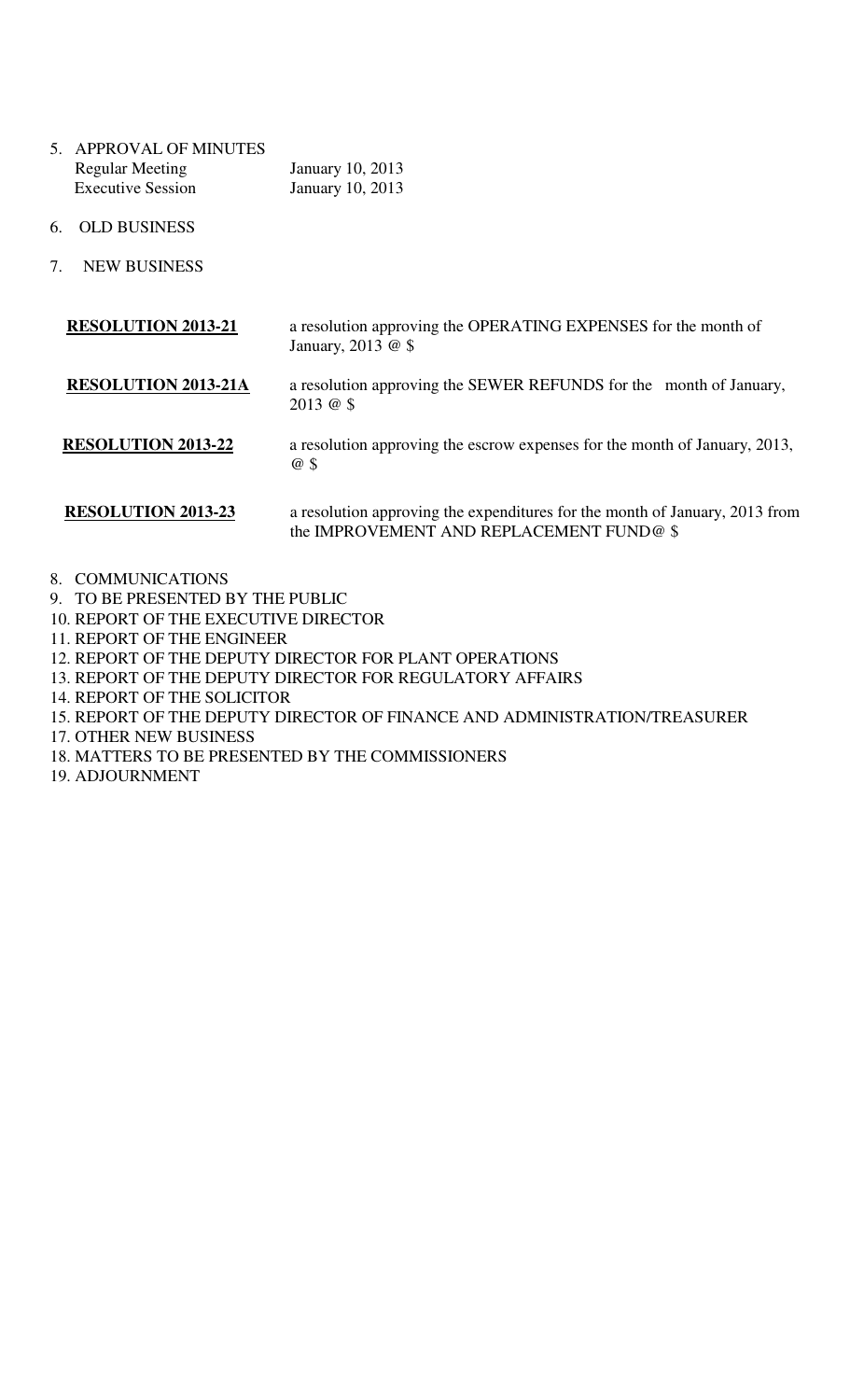5. APPROVAL OF MINUTES

| | |
|---|---|
| Regular Meeting | January 10, 2013 |
| Executive Session | January 10, 2013 |

6. OLD BUSINESS

7. NEW BUSINESS

| | |
|---|---|
| **RESOLUTION 2013-21** | a resolution approving the OPERATING EXPENSES for the month of January, 2013 @ $ |
| **RESOLUTION 2013-21A** | a resolution approving the SEWER REFUNDS for the month of January, 2013 @ $ |
| **RESOLUTION 2013-22** | a resolution approving the escrow expenses for the month of January, 2013, @ $ |
| **RESOLUTION 2013-23** | a resolution approving the expenditures for the month of January, 2013 from the IMPROVEMENT AND REPLACEMENT FUND@ $ |

8. COMMUNICATIONS
9. TO BE PRESENTED BY THE PUBLIC
10. REPORT OF THE EXECUTIVE DIRECTOR
11. REPORT OF THE ENGINEER
12. REPORT OF THE DEPUTY DIRECTOR FOR PLANT OPERATIONS
13. REPORT OF THE DEPUTY DIRECTOR FOR REGULATORY AFFAIRS
14. REPORT OF THE SOLICITOR
15. REPORT OF THE DEPUTY DIRECTOR OF FINANCE AND ADMINISTRATION/TREASURER
17. OTHER NEW BUSINESS
18. MATTERS TO BE PRESENTED BY THE COMMISSIONERS
19. ADJOURNMENT